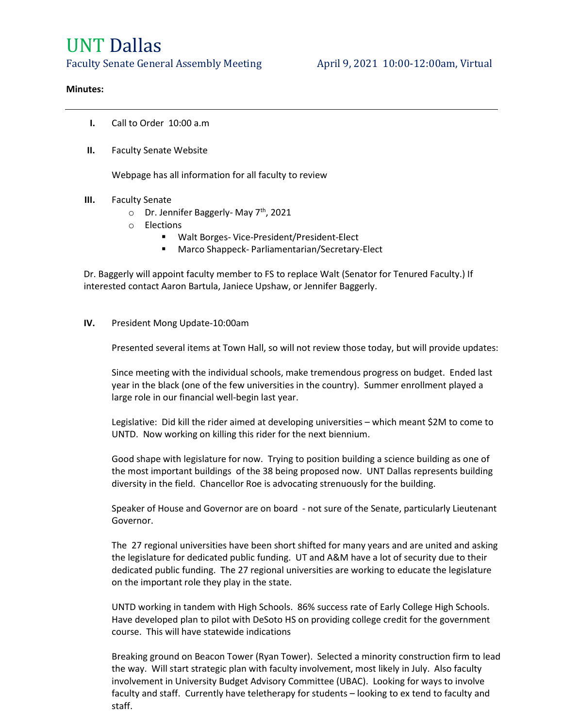# UNT Dallas

Faculty Senate General Assembly Meeting     April 9, 2021 10:00-12:00am, Virtual

**Minutes:**

---

**I.** Call to Order 10:00 a.m

**II.** Faculty Senate Website

Webpage has all information for all faculty to review

**III.** Faculty Senate

- Dr. Jennifer Baggerly- May 7th, 2021
- Elections
  - Walt Borges- Vice-President/President-Elect
  - Marco Shappeck- Parliamentarian/Secretary-Elect

Dr. Baggerly will appoint faculty member to FS to replace Walt (Senator for Tenured Faculty.) If interested contact Aaron Bartula, Janiece Upshaw, or Jennifer Baggerly.

**IV.** President Mong Update-10:00am

Presented several items at Town Hall, so will not review those today, but will provide updates:

Since meeting with the individual schools, make tremendous progress on budget. Ended last year in the black (one of the few universities in the country). Summer enrollment played a large role in our financial well-begin last year.

Legislative: Did kill the rider aimed at developing universities – which meant $2M to come to UNTD. Now working on killing this rider for the next biennium.

Good shape with legislature for now. Trying to position building a science building as one of the most important buildings of the 38 being proposed now. UNT Dallas represents building diversity in the field. Chancellor Roe is advocating strenuously for the building.

Speaker of House and Governor are on board - not sure of the Senate, particularly Lieutenant Governor.

The 27 regional universities have been short shifted for many years and are united and asking the legislature for dedicated public funding. UT and A&M have a lot of security due to their dedicated public funding. The 27 regional universities are working to educate the legislature on the important role they play in the state.

UNTD working in tandem with High Schools. 86% success rate of Early College High Schools. Have developed plan to pilot with DeSoto HS on providing college credit for the government course. This will have statewide indications

Breaking ground on Beacon Tower (Ryan Tower). Selected a minority construction firm to lead the way. Will start strategic plan with faculty involvement, most likely in July. Also faculty involvement in University Budget Advisory Committee (UBAC). Looking for ways to involve faculty and staff. Currently have teletherapy for students – looking to ex tend to faculty and staff.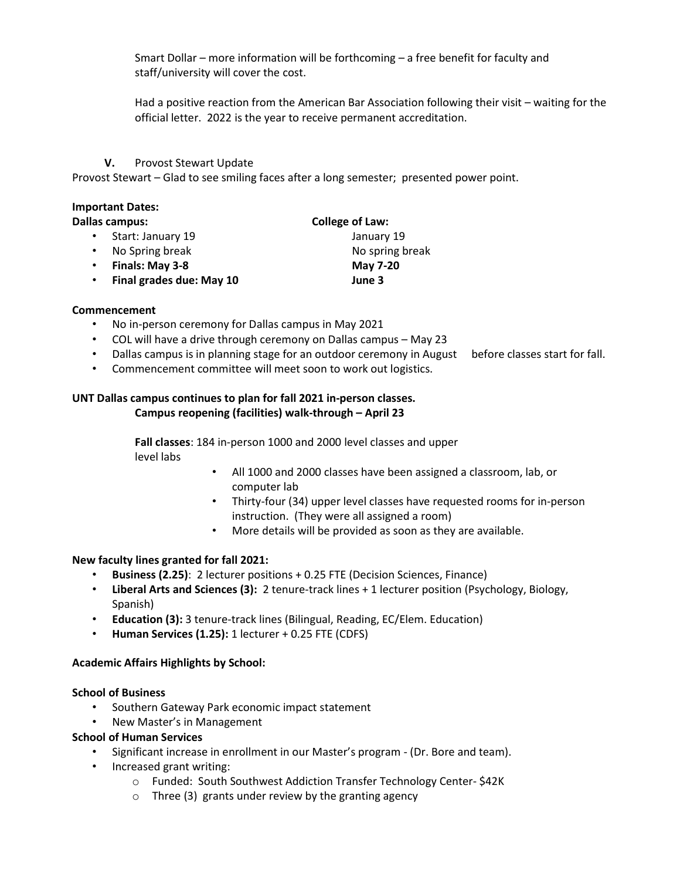Smart Dollar – more information will be forthcoming – a free benefit for faculty and staff/university will cover the cost.

Had a positive reaction from the American Bar Association following their visit – waiting for the official letter. 2022 is the year to receive permanent accreditation.

**V.** Provost Stewart Update

Provost Stewart – Glad to see smiling faces after a long semester; presented power point.

**Important Dates:**

| **Dallas campus:** | **College of Law:** |
|---|---|
| Start: January 19 | January 19 |
| No Spring break | No spring break |
| **Finals: May 3-8** | **May 7-20** |
| **Final grades due: May 10** | **June 3** |

**Commencement**

- No in-person ceremony for Dallas campus in May 2021
- COL will have a drive through ceremony on Dallas campus – May 23
- Dallas campus is in planning stage for an outdoor ceremony in August before classes start for fall.
- Commencement committee will meet soon to work out logistics.

**UNT Dallas campus continues to plan for fall 2021 in-person classes.**
**Campus reopening (facilities) walk-through – April 23**

**Fall classes**: 184 in-person 1000 and 2000 level classes and upper level labs

- All 1000 and 2000 classes have been assigned a classroom, lab, or computer lab
- Thirty-four (34) upper level classes have requested rooms for in-person instruction. (They were all assigned a room)
- More details will be provided as soon as they are available.

**New faculty lines granted for fall 2021:**

- **Business (2.25)**: 2 lecturer positions + 0.25 FTE (Decision Sciences, Finance)
- **Liberal Arts and Sciences (3):** 2 tenure-track lines + 1 lecturer position (Psychology, Biology, Spanish)
- **Education (3):** 3 tenure-track lines (Bilingual, Reading, EC/Elem. Education)
- **Human Services (1.25):** 1 lecturer + 0.25 FTE (CDFS)

**Academic Affairs Highlights by School:**

**School of Business**

- Southern Gateway Park economic impact statement
- New Master's in Management

**School of Human Services**

- Significant increase in enrollment in our Master's program - (Dr. Bore and team).
- Increased grant writing:
  - Funded: South Southwest Addiction Transfer Technology Center- $42K
  - Three (3) grants under review by the granting agency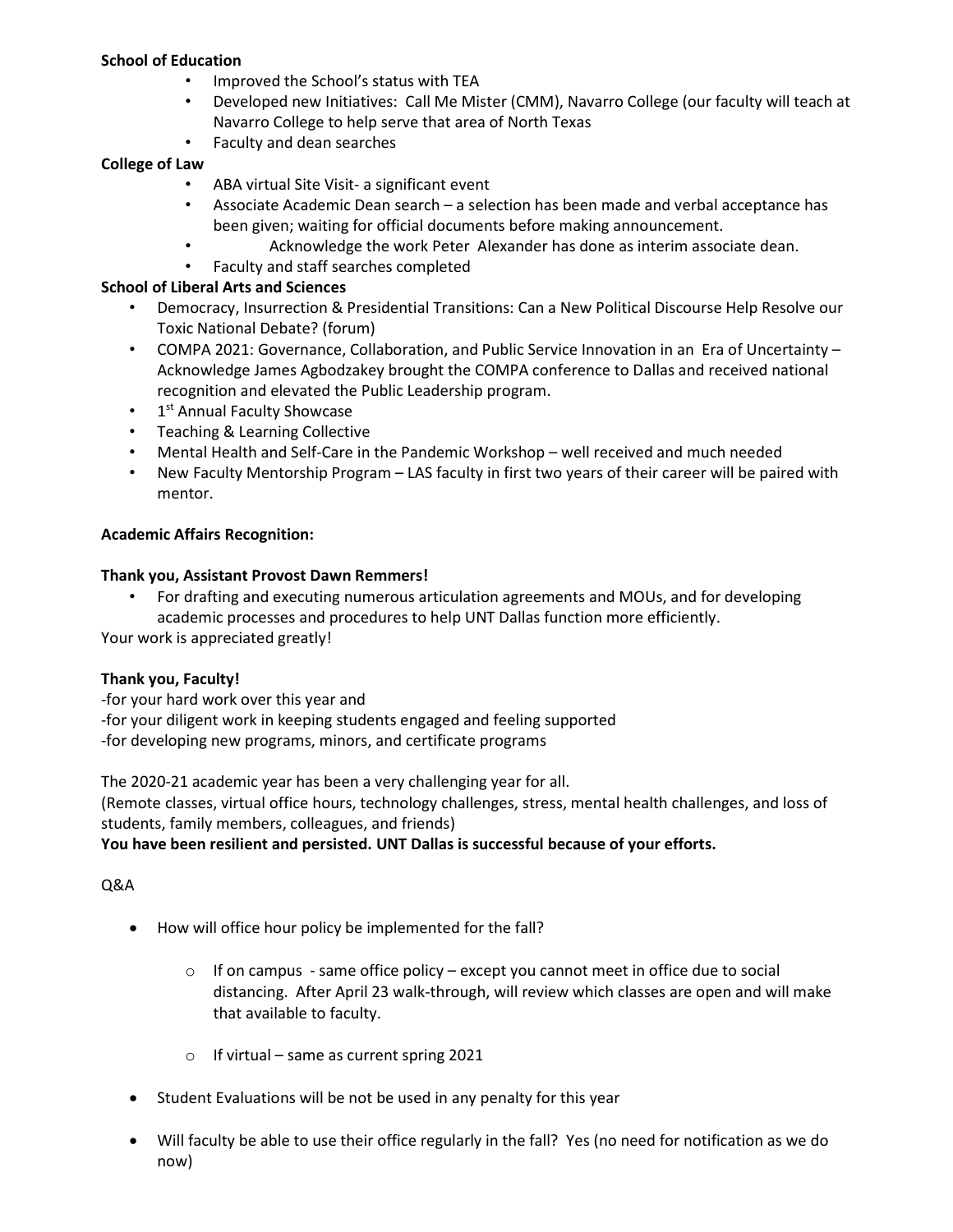**School of Education**

- Improved the School's status with TEA
- Developed new Initiatives: Call Me Mister (CMM), Navarro College (our faculty will teach at Navarro College to help serve that area of North Texas
- Faculty and dean searches

**College of Law**

- ABA virtual Site Visit- a significant event
- Associate Academic Dean search – a selection has been made and verbal acceptance has been given; waiting for official documents before making announcement.
- Acknowledge the work Peter Alexander has done as interim associate dean.
- Faculty and staff searches completed

**School of Liberal Arts and Sciences**

- Democracy, Insurrection & Presidential Transitions: Can a New Political Discourse Help Resolve our Toxic National Debate? (forum)
- COMPA 2021: Governance, Collaboration, and Public Service Innovation in an Era of Uncertainty – Acknowledge James Agbodzakey brought the COMPA conference to Dallas and received national recognition and elevated the Public Leadership program.
- 1st Annual Faculty Showcase
- Teaching & Learning Collective
- Mental Health and Self-Care in the Pandemic Workshop – well received and much needed
- New Faculty Mentorship Program – LAS faculty in first two years of their career will be paired with mentor.

**Academic Affairs Recognition:**

**Thank you, Assistant Provost Dawn Remmers!**

- For drafting and executing numerous articulation agreements and MOUs, and for developing academic processes and procedures to help UNT Dallas function more efficiently.

Your work is appreciated greatly!

**Thank you, Faculty!**

-for your hard work over this year and
-for your diligent work in keeping students engaged and feeling supported
-for developing new programs, minors, and certificate programs

The 2020-21 academic year has been a very challenging year for all.
(Remote classes, virtual office hours, technology challenges, stress, mental health challenges, and loss of students, family members, colleagues, and friends)
**You have been resilient and persisted. UNT Dallas is successful because of your efforts.**

Q&A

- How will office hour policy be implemented for the fall?
    - If on campus - same office policy – except you cannot meet in office due to social distancing. After April 23 walk-through, will review which classes are open and will make that available to faculty.
    - If virtual – same as current spring 2021
- Student Evaluations will be not be used in any penalty for this year
- Will faculty be able to use their office regularly in the fall? Yes (no need for notification as we do now)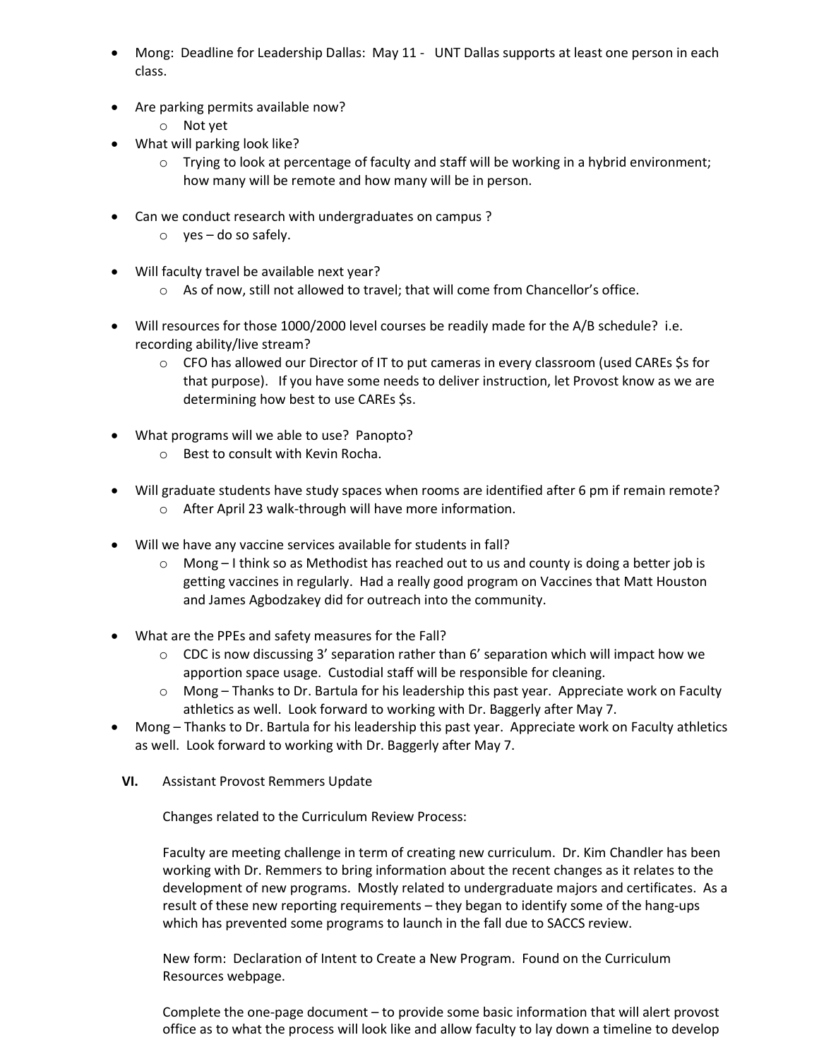- Mong: Deadline for Leadership Dallas: May 11 - UNT Dallas supports at least one person in each class.

- Are parking permits available now?
  - Not yet
- What will parking look like?
  - Trying to look at percentage of faculty and staff will be working in a hybrid environment; how many will be remote and how many will be in person.

- Can we conduct research with undergraduates on campus ?
  - yes – do so safely.

- Will faculty travel be available next year?
  - As of now, still not allowed to travel; that will come from Chancellor's office.

- Will resources for those 1000/2000 level courses be readily made for the A/B schedule? i.e. recording ability/live stream?
  - CFO has allowed our Director of IT to put cameras in every classroom (used CAREs $s for that purpose). If you have some needs to deliver instruction, let Provost know as we are determining how best to use CAREs $s.

- What programs will we able to use? Panopto?
  - Best to consult with Kevin Rocha.

- Will graduate students have study spaces when rooms are identified after 6 pm if remain remote?
  - After April 23 walk-through will have more information.

- Will we have any vaccine services available for students in fall?
  - Mong – I think so as Methodist has reached out to us and county is doing a better job is getting vaccines in regularly. Had a really good program on Vaccines that Matt Houston and James Agbodzakey did for outreach into the community.

- What are the PPEs and safety measures for the Fall?
  - CDC is now discussing 3' separation rather than 6' separation which will impact how we apportion space usage. Custodial staff will be responsible for cleaning.
  - Mong – Thanks to Dr. Bartula for his leadership this past year. Appreciate work on Faculty athletics as well. Look forward to working with Dr. Baggerly after May 7.
- Mong – Thanks to Dr. Bartula for his leadership this past year. Appreciate work on Faculty athletics as well. Look forward to working with Dr. Baggerly after May 7.

**VI.** Assistant Provost Remmers Update

Changes related to the Curriculum Review Process:

Faculty are meeting challenge in term of creating new curriculum. Dr. Kim Chandler has been working with Dr. Remmers to bring information about the recent changes as it relates to the development of new programs. Mostly related to undergraduate majors and certificates. As a result of these new reporting requirements – they began to identify some of the hang-ups which has prevented some programs to launch in the fall due to SACCS review.

New form: Declaration of Intent to Create a New Program. Found on the Curriculum Resources webpage.

Complete the one-page document – to provide some basic information that will alert provost office as to what the process will look like and allow faculty to lay down a timeline to develop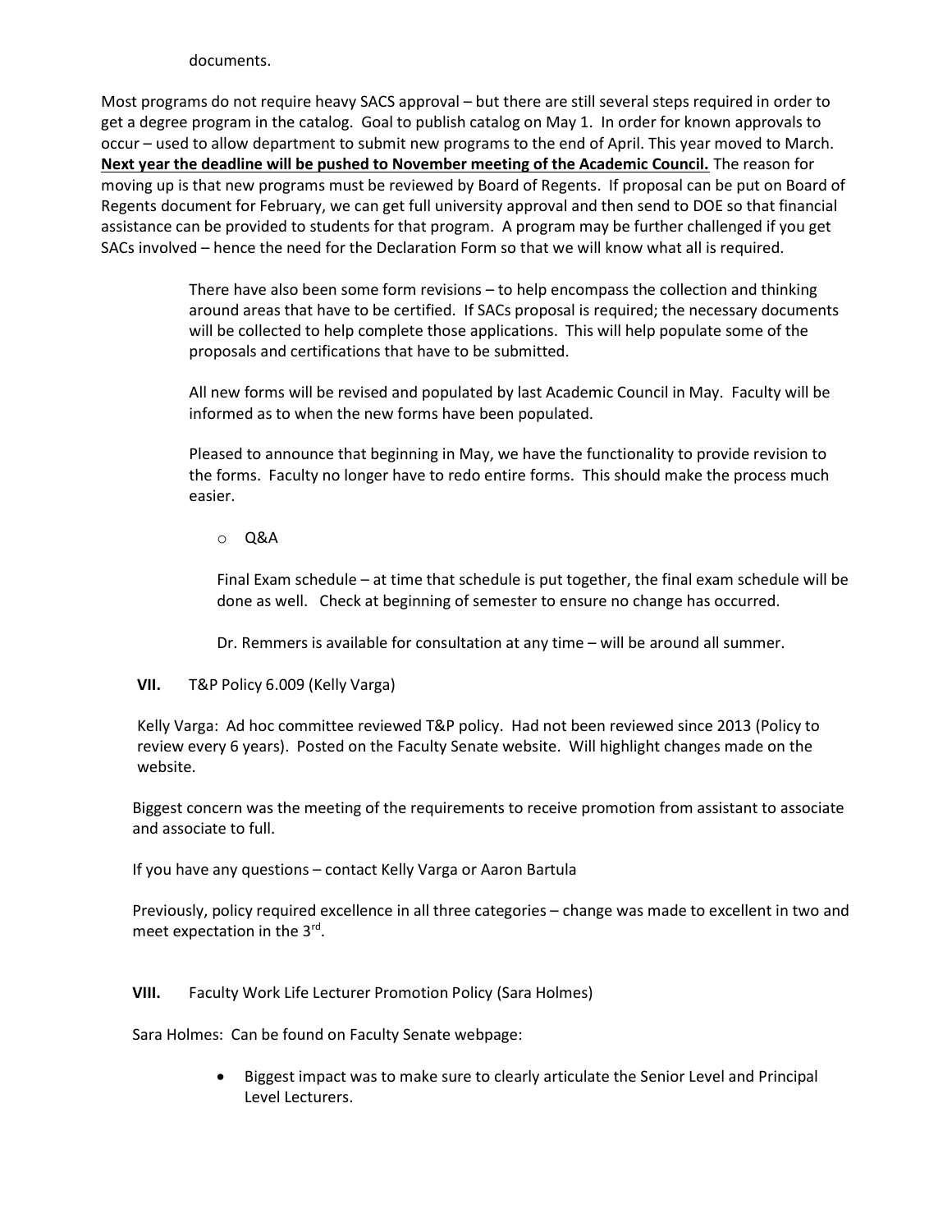documents.

Most programs do not require heavy SACS approval – but there are still several steps required in order to get a degree program in the catalog. Goal to publish catalog on May 1. In order for known approvals to occur – used to allow department to submit new programs to the end of April. This year moved to March. **Next year the deadline will be pushed to November meeting of the Academic Council.** The reason for moving up is that new programs must be reviewed by Board of Regents. If proposal can be put on Board of Regents document for February, we can get full university approval and then send to DOE so that financial assistance can be provided to students for that program. A program may be further challenged if you get SACs involved – hence the need for the Declaration Form so that we will know what all is required.

There have also been some form revisions – to help encompass the collection and thinking around areas that have to be certified. If SACs proposal is required; the necessary documents will be collected to help complete those applications. This will help populate some of the proposals and certifications that have to be submitted.

All new forms will be revised and populated by last Academic Council in May. Faculty will be informed as to when the new forms have been populated.

Pleased to announce that beginning in May, we have the functionality to provide revision to the forms. Faculty no longer have to redo entire forms. This should make the process much easier.

- Q&A

Final Exam schedule – at time that schedule is put together, the final exam schedule will be done as well. Check at beginning of semester to ensure no change has occurred.

Dr. Remmers is available for consultation at any time – will be around all summer.

**VII.** T&P Policy 6.009 (Kelly Varga)

Kelly Varga: Ad hoc committee reviewed T&P policy. Had not been reviewed since 2013 (Policy to review every 6 years). Posted on the Faculty Senate website. Will highlight changes made on the website.

Biggest concern was the meeting of the requirements to receive promotion from assistant to associate and associate to full.

If you have any questions – contact Kelly Varga or Aaron Bartula

Previously, policy required excellence in all three categories – change was made to excellent in two and meet expectation in the 3rd.

**VIII.** Faculty Work Life Lecturer Promotion Policy (Sara Holmes)

Sara Holmes: Can be found on Faculty Senate webpage:

- Biggest impact was to make sure to clearly articulate the Senior Level and Principal Level Lecturers.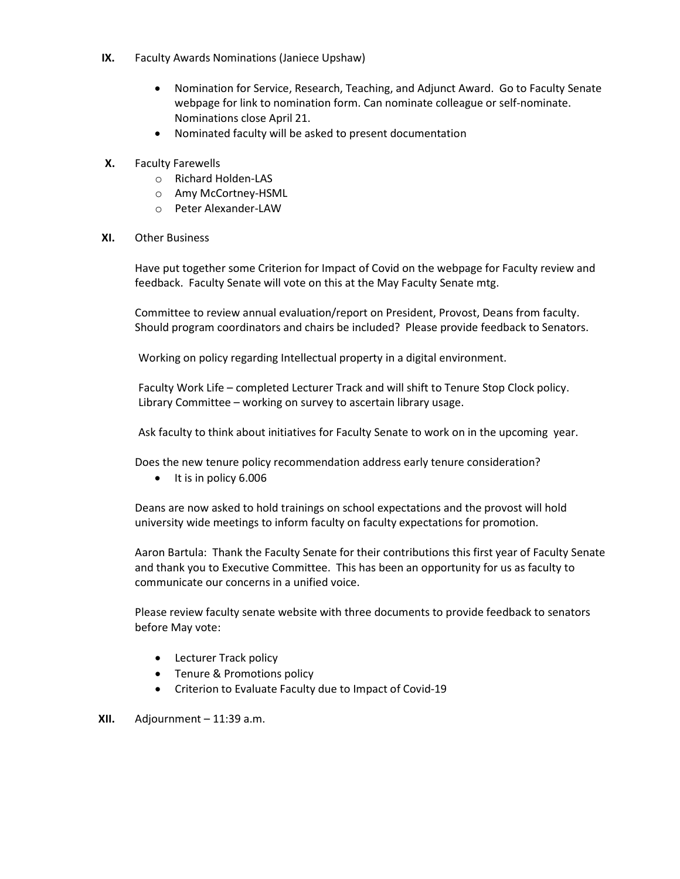**IX.** Faculty Awards Nominations (Janiece Upshaw)

- Nomination for Service, Research, Teaching, and Adjunct Award. Go to Faculty Senate webpage for link to nomination form. Can nominate colleague or self-nominate. Nominations close April 21.
- Nominated faculty will be asked to present documentation

**X.** Faculty Farewells

- Richard Holden-LAS
- Amy McCortney-HSML
- Peter Alexander-LAW

**XI.** Other Business

Have put together some Criterion for Impact of Covid on the webpage for Faculty review and feedback. Faculty Senate will vote on this at the May Faculty Senate mtg.

Committee to review annual evaluation/report on President, Provost, Deans from faculty. Should program coordinators and chairs be included? Please provide feedback to Senators.

Working on policy regarding Intellectual property in a digital environment.

Faculty Work Life – completed Lecturer Track and will shift to Tenure Stop Clock policy.
Library Committee – working on survey to ascertain library usage.

Ask faculty to think about initiatives for Faculty Senate to work on in the upcoming year.

Does the new tenure policy recommendation address early tenure consideration?

- It is in policy 6.006

Deans are now asked to hold trainings on school expectations and the provost will hold university wide meetings to inform faculty on faculty expectations for promotion.

Aaron Bartula: Thank the Faculty Senate for their contributions this first year of Faculty Senate and thank you to Executive Committee. This has been an opportunity for us as faculty to communicate our concerns in a unified voice.

Please review faculty senate website with three documents to provide feedback to senators before May vote:

- Lecturer Track policy
- Tenure & Promotions policy
- Criterion to Evaluate Faculty due to Impact of Covid-19

**XII.** Adjournment – 11:39 a.m.